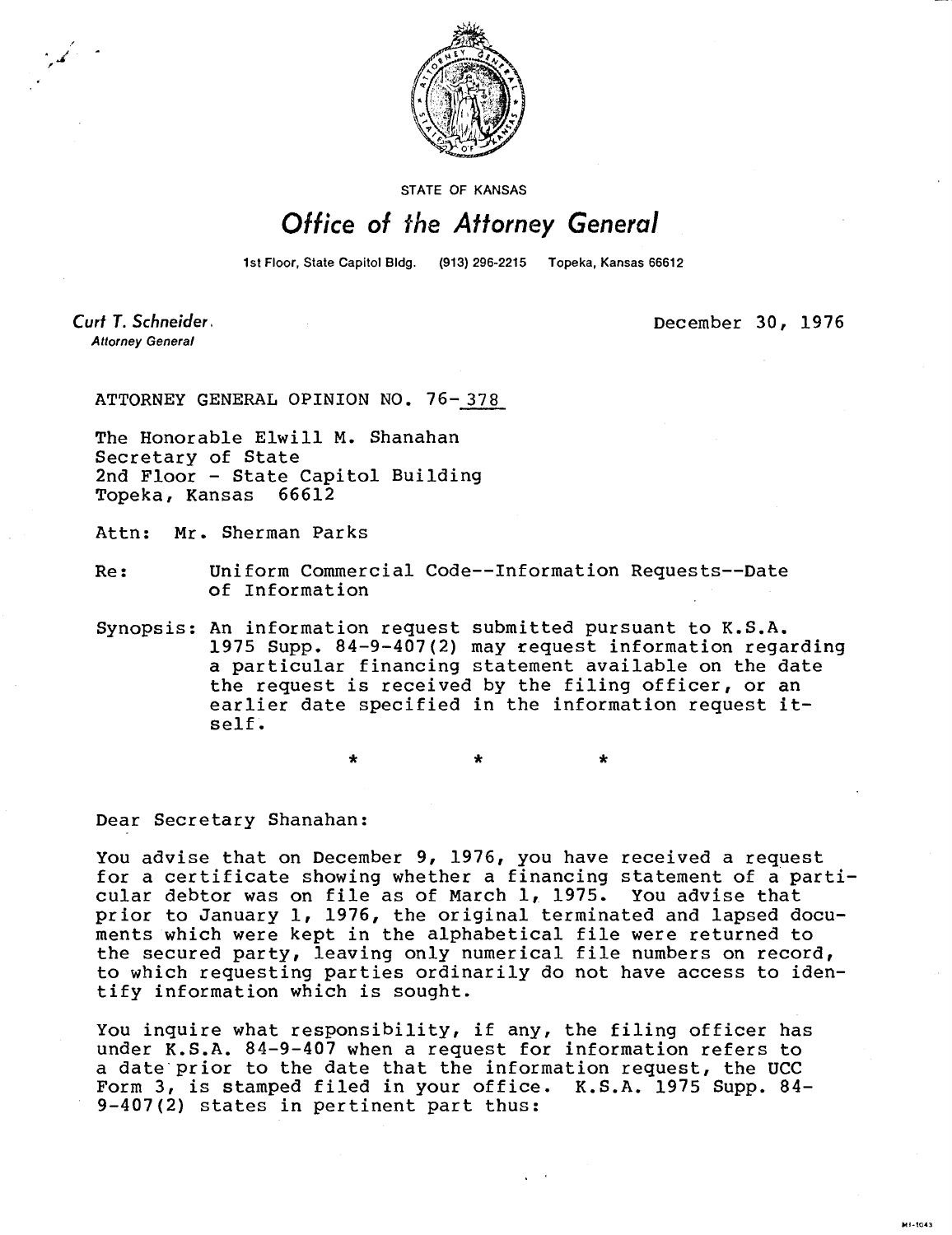STATE OF KANSAS

# *Office of the Attorney General*

1st Floor, State Capitol Bldg. (913) 296-2215 Topeka, Kansas 66612

*Curt T. Schneider*
*Attorney General*

December 30, 1976

ATTORNEY GENERAL OPINION NO. 76-378

The Honorable Elwill M. Shanahan
Secretary of State
2nd Floor - State Capitol Building
Topeka, Kansas 66612

Attn: Mr. Sherman Parks

Re: Uniform Commercial Code--Information Requests--Date of Information

Synopsis: An information request submitted pursuant to K.S.A. 1975 Supp. 84-9-407(2) may request information regarding a particular financing statement available on the date the request is received by the filing officer, or an earlier date specified in the information request itself.

\* \* \*

Dear Secretary Shanahan:

You advise that on December 9, 1976, you have received a request for a certificate showing whether a financing statement of a particular debtor was on file as of March 1, 1975. You advise that prior to January 1, 1976, the original terminated and lapsed documents which were kept in the alphabetical file were returned to the secured party, leaving only numerical file numbers on record, to which requesting parties ordinarily do not have access to identify information which is sought.

You inquire what responsibility, if any, the filing officer has under K.S.A. 84-9-407 when a request for information refers to a date prior to the date that the information request, the UCC Form 3, is stamped filed in your office. K.S.A. 1975 Supp. 84-9-407(2) states in pertinent part thus: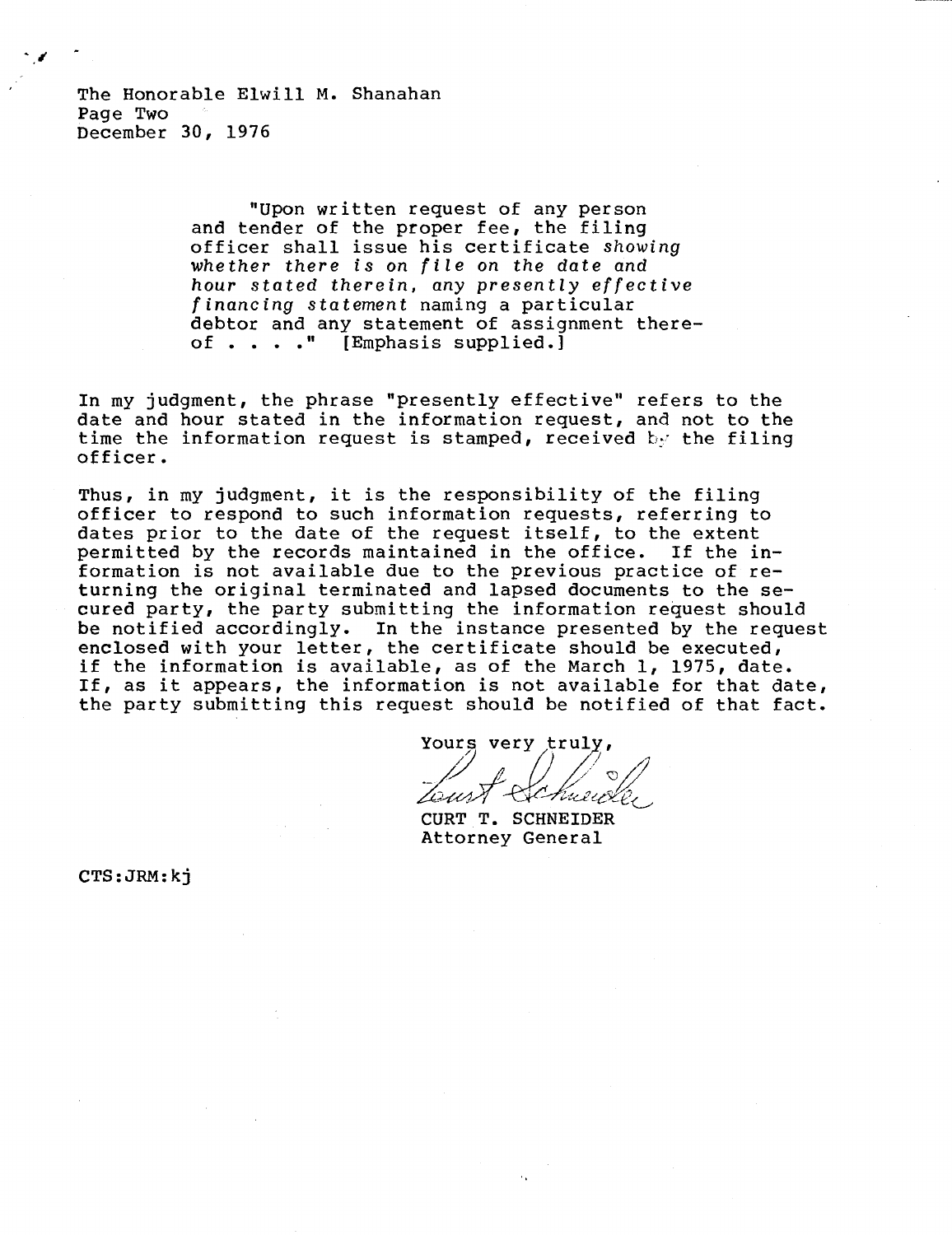The Honorable Elwill M. Shanahan
Page Two
December 30, 1976

> "Upon written request of any person and tender of the proper fee, the filing officer shall issue his certificate *showing whether there is on file on the date and hour stated therein, any presently effective financing statement* naming a particular debtor and any statement of assignment thereof . . . ." [Emphasis supplied.]

In my judgment, the phrase "presently effective" refers to the date and hour stated in the information request, and not to the time the information request is stamped, received by the filing officer.

Thus, in my judgment, it is the responsibility of the filing officer to respond to such information requests, referring to dates prior to the date of the request itself, to the extent permitted by the records maintained in the office. If the information is not available due to the previous practice of returning the original terminated and lapsed documents to the secured party, the party submitting the information request should be notified accordingly. In the instance presented by the request enclosed with your letter, the certificate should be executed, if the information is available, as of the March 1, 1975, date. If, as it appears, the information is not available for that date, the party submitting this request should be notified of that fact.

Yours very truly,

Curt Schneider

CURT T. SCHNEIDER
Attorney General

CTS:JRM:kj